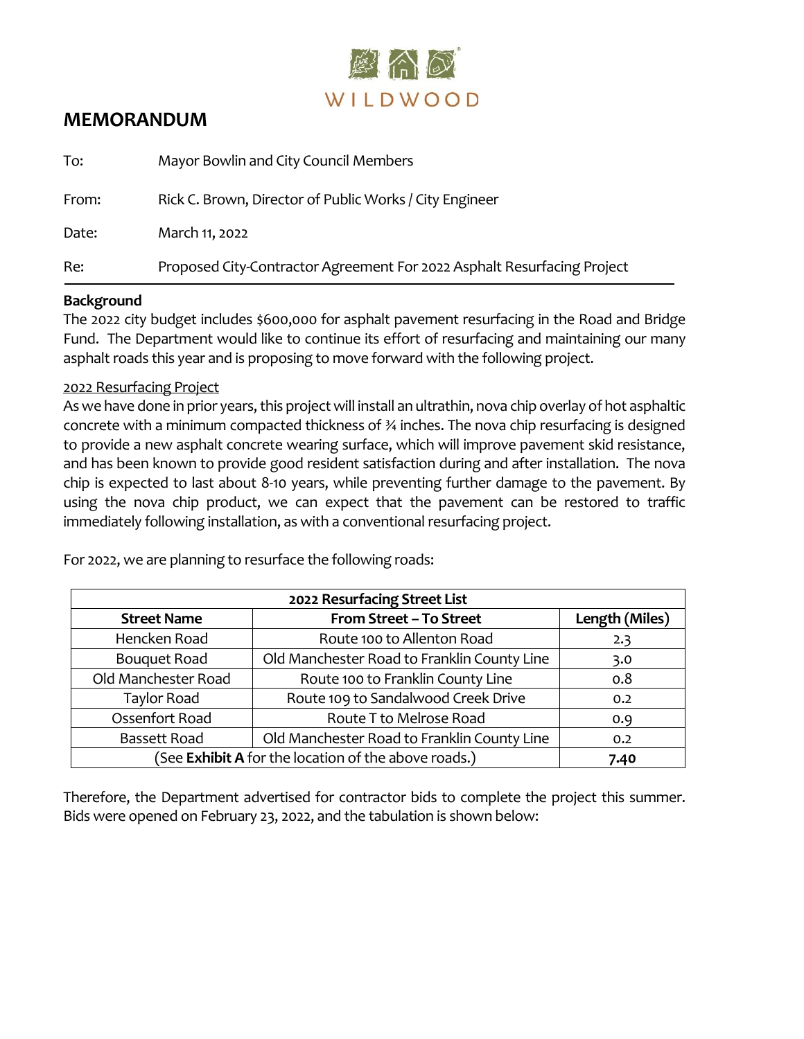WILDWOOD

# MEMORANDUM

To: Mayor Bowlin and City Council Members

From: Rick C. Brown, Director of Public Works / City Engineer

Date: March 11, 2022

Re: Proposed City-Contractor Agreement For 2022 Asphalt Resurfacing Project

**Background**

The 2022 city budget includes $600,000 for asphalt pavement resurfacing in the Road and Bridge Fund. The Department would like to continue its effort of resurfacing and maintaining our many asphalt roads this year and is proposing to move forward with the following project.

2022 Resurfacing Project

As we have done in prior years, this project will install an ultrathin, nova chip overlay of hot asphaltic concrete with a minimum compacted thickness of ¾ inches. The nova chip resurfacing is designed to provide a new asphalt concrete wearing surface, which will improve pavement skid resistance, and has been known to provide good resident satisfaction during and after installation. The nova chip is expected to last about 8-10 years, while preventing further damage to the pavement. By using the nova chip product, we can expect that the pavement can be restored to traffic immediately following installation, as with a conventional resurfacing project.

For 2022, we are planning to resurface the following roads:

| 2022 Resurfacing Street List | | |
|---|---|---|
| **Street Name** | **From Street – To Street** | **Length (Miles)** |
| Hencken Road | Route 100 to Allenton Road | 2.3 |
| Bouquet Road | Old Manchester Road to Franklin County Line | 3.0 |
| Old Manchester Road | Route 100 to Franklin County Line | 0.8 |
| Taylor Road | Route 109 to Sandalwood Creek Drive | 0.2 |
| Ossenfort Road | Route T to Melrose Road | 0.9 |
| Bassett Road | Old Manchester Road to Franklin County Line | 0.2 |
| (See **Exhibit A** for the location of the above roads.) | | **7.40** |

Therefore, the Department advertised for contractor bids to complete the project this summer. Bids were opened on February 23, 2022, and the tabulation is shown below: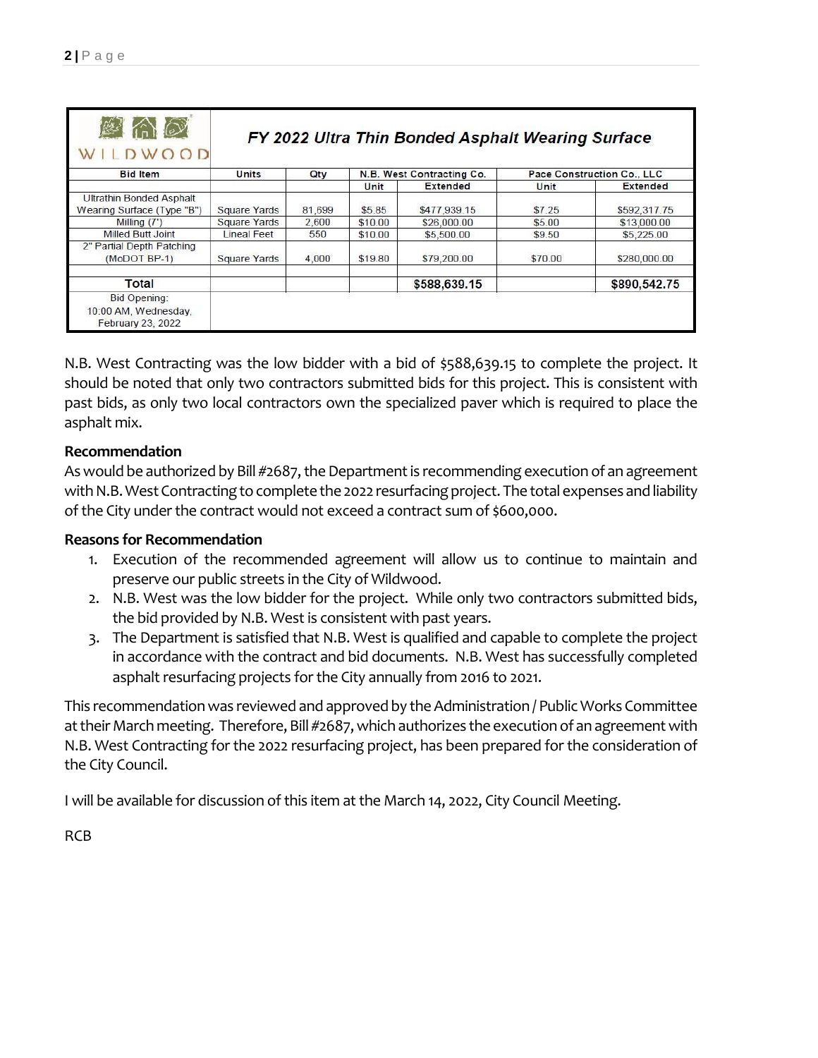| WILDWOOD | FY 2022 Ultra Thin Bonded Asphalt Wearing Surface | | | | | |
|---|---|---|---|---|---|---|
| Bid Item | Units | Qty | N.B. West Contracting Co. | | Pace Construction Co., LLC | |
| | | | Unit | Extended | Unit | Extended |
| Ultrathin Bonded Asphalt Wearing Surface (Type "B") | Square Yards | 81,699 | $5.85 | $477,939.15 | $7.25 | $592,317.75 |
| Milling (7') | Square Yards | 2,600 | $10.00 | $26,000.00 | $5.00 | $13,000.00 |
| Milled Butt Joint | Lineal Feet | 550 | $10.00 | $5,500.00 | $9.50 | $5,225.00 |
| 2" Partial Depth Patching (MoDOT BP-1) | Square Yards | 4,000 | $19.80 | $79,200.00 | $70.00 | $280,000.00 |
| | | | | | | |
| **Total** | | | | **$588,639.15** | | **$890,542.75** |
| Bid Opening: 10:00 AM, Wednesday, February 23, 2022 | | | | | | |

N.B. West Contracting was the low bidder with a bid of $588,639.15 to complete the project. It should be noted that only two contractors submitted bids for this project. This is consistent with past bids, as only two local contractors own the specialized paver which is required to place the asphalt mix.

**Recommendation**

As would be authorized by Bill #2687, the Department is recommending execution of an agreement with N.B. West Contracting to complete the 2022 resurfacing project. The total expenses and liability of the City under the contract would not exceed a contract sum of $600,000.

**Reasons for Recommendation**

1. Execution of the recommended agreement will allow us to continue to maintain and preserve our public streets in the City of Wildwood.
2. N.B. West was the low bidder for the project. While only two contractors submitted bids, the bid provided by N.B. West is consistent with past years.
3. The Department is satisfied that N.B. West is qualified and capable to complete the project in accordance with the contract and bid documents. N.B. West has successfully completed asphalt resurfacing projects for the City annually from 2016 to 2021.

This recommendation was reviewed and approved by the Administration / Public Works Committee at their March meeting. Therefore, Bill #2687, which authorizes the execution of an agreement with N.B. West Contracting for the 2022 resurfacing project, has been prepared for the consideration of the City Council.

I will be available for discussion of this item at the March 14, 2022, City Council Meeting.

RCB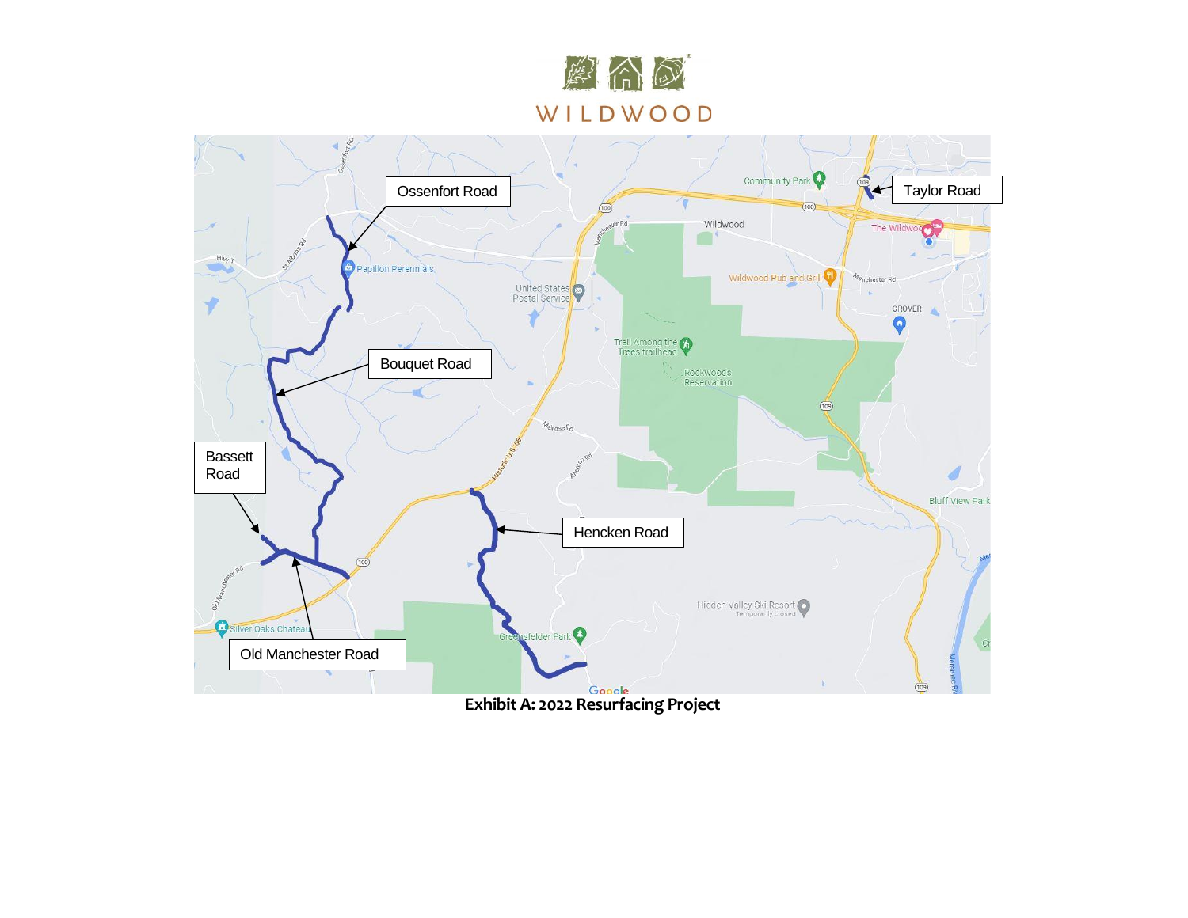WILDWOOD

Ossenfort Road

Taylor Road

Bouquet Road

Bassett Road

Hencken Road

Old Manchester Road

Exhibit A: 2022 Resurfacing Project